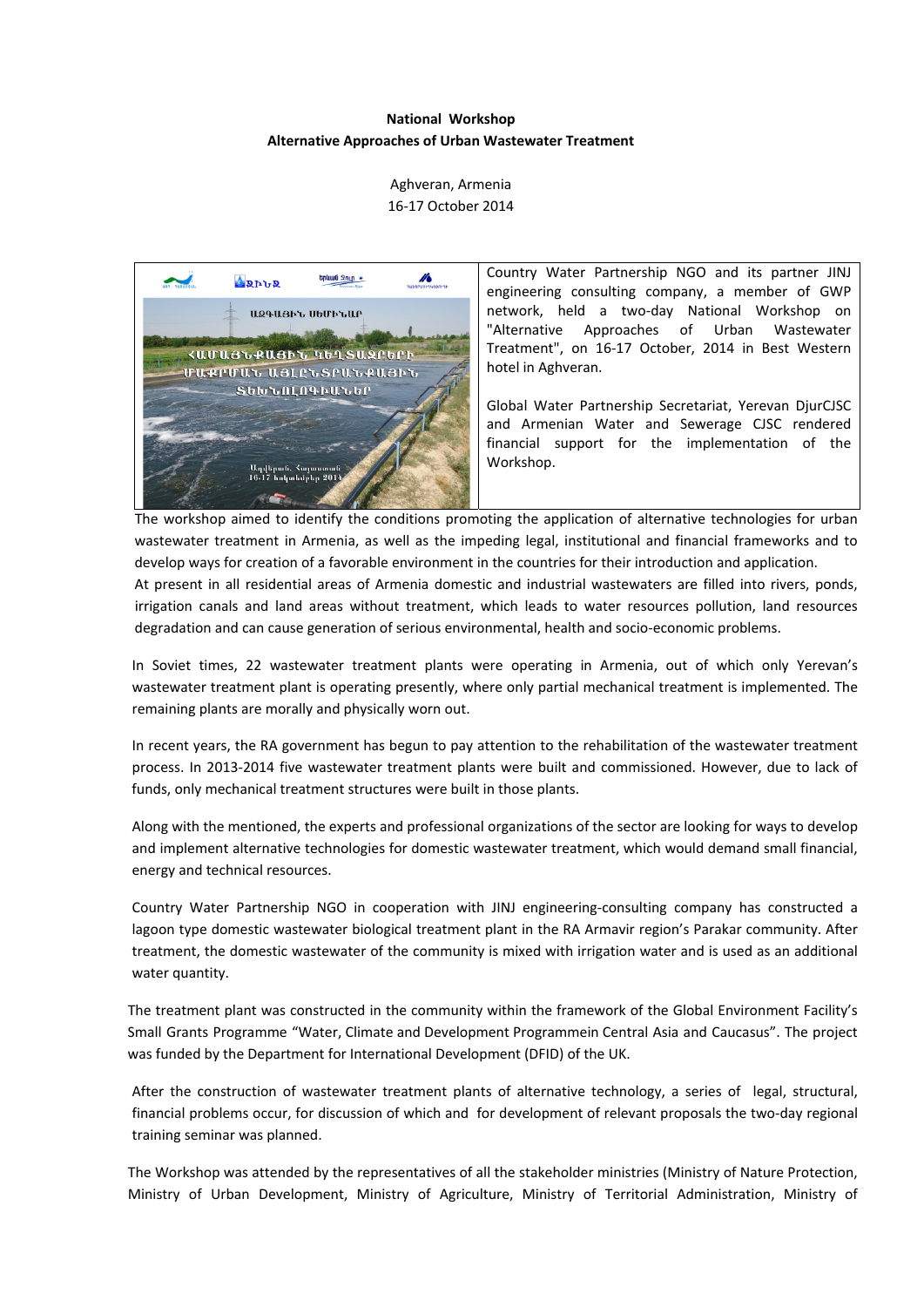**National Workshop**
**Alternative Approaches of Urban Wastewater Treatment**

Aghveran, Armenia
16-17 October 2014

Country Water Partnership NGO and its partner JINJ engineering consulting company, a member of GWP network, held a two-day National Workshop on "Alternative Approaches of Urban Wastewater Treatment", on 16-17 October, 2014 in Best Western hotel in Aghveran.

Global Water Partnership Secretariat, Yerevan DjurCJSC and Armenian Water and Sewerage CJSC rendered financial support for the implementation of the Workshop.

The workshop aimed to identify the conditions promoting the application of alternative technologies for urban wastewater treatment in Armenia, as well as the impeding legal, institutional and financial frameworks and to develop ways for creation of a favorable environment in the countries for their introduction and application.
At present in all residential areas of Armenia domestic and industrial wastewaters are filled into rivers, ponds, irrigation canals and land areas without treatment, which leads to water resources pollution, land resources degradation and can cause generation of serious environmental, health and socio-economic problems.

In Soviet times, 22 wastewater treatment plants were operating in Armenia, out of which only Yerevan's wastewater treatment plant is operating presently, where only partial mechanical treatment is implemented. The remaining plants are morally and physically worn out.

In recent years, the RA government has begun to pay attention to the rehabilitation of the wastewater treatment process. In 2013-2014 five wastewater treatment plants were built and commissioned. However, due to lack of funds, only mechanical treatment structures were built in those plants.

Along with the mentioned, the experts and professional organizations of the sector are looking for ways to develop and implement alternative technologies for domestic wastewater treatment, which would demand small financial, energy and technical resources.

Country Water Partnership NGO in cooperation with JINJ engineering-consulting company has constructed a lagoon type domestic wastewater biological treatment plant in the RA Armavir region's Parakar community. After treatment, the domestic wastewater of the community is mixed with irrigation water and is used as an additional water quantity.

The treatment plant was constructed in the community within the framework of the Global Environment Facility's Small Grants Programme "Water, Climate and Development Programmein Central Asia and Caucasus". The project was funded by the Department for International Development (DFID) of the UK.

After the construction of wastewater treatment plants of alternative technology, a series of legal, structural, financial problems occur, for discussion of which and for development of relevant proposals the two-day regional training seminar was planned.

The Workshop was attended by the representatives of all the stakeholder ministries (Ministry of Nature Protection, Ministry of Urban Development, Ministry of Agriculture, Ministry of Territorial Administration, Ministry of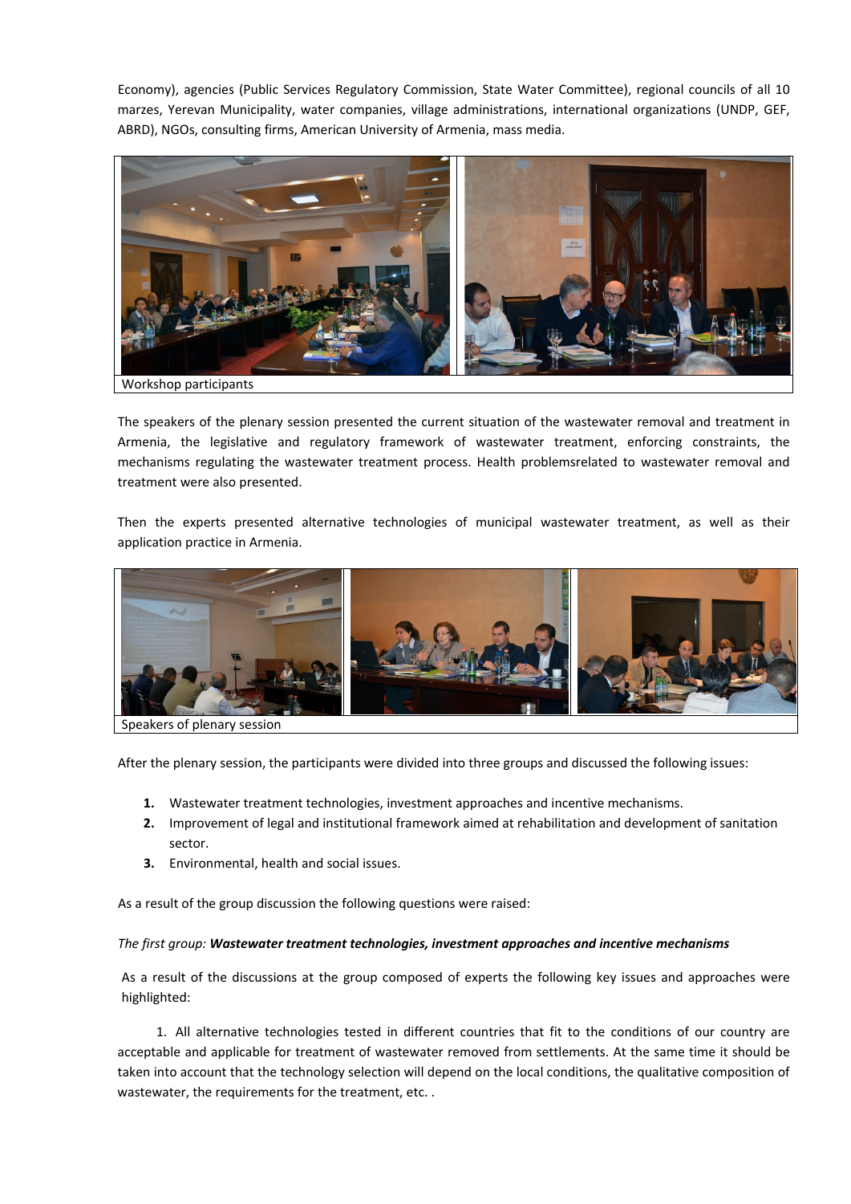Economy), agencies (Public Services Regulatory Commission, State Water Committee), regional councils of all 10 marzes, Yerevan Municipality, water companies, village administrations, international organizations (UNDP, GEF, ABRD), NGOs, consulting firms, American University of Armenia, mass media.

Workshop participants

The speakers of the plenary session presented the current situation of the wastewater removal and treatment in Armenia, the legislative and regulatory framework of wastewater treatment, enforcing constraints, the mechanisms regulating the wastewater treatment process. Health problemsrelated to wastewater removal and treatment were also presented.

Then the experts presented alternative technologies of municipal wastewater treatment, as well as their application practice in Armenia.

Speakers of plenary session

After the plenary session, the participants were divided into three groups and discussed the following issues:

1. Wastewater treatment technologies, investment approaches and incentive mechanisms.
2. Improvement of legal and institutional framework aimed at rehabilitation and development of sanitation sector.
3. Environmental, health and social issues.

As a result of the group discussion the following questions were raised:

*The first group:* ***Wastewater treatment technologies, investment approaches and incentive mechanisms***

As a result of the discussions at the group composed of experts the following key issues and approaches were highlighted:

1. All alternative technologies tested in different countries that fit to the conditions of our country are acceptable and applicable for treatment of wastewater removed from settlements. At the same time it should be taken into account that the technology selection will depend on the local conditions, the qualitative composition of wastewater, the requirements for the treatment, etc. .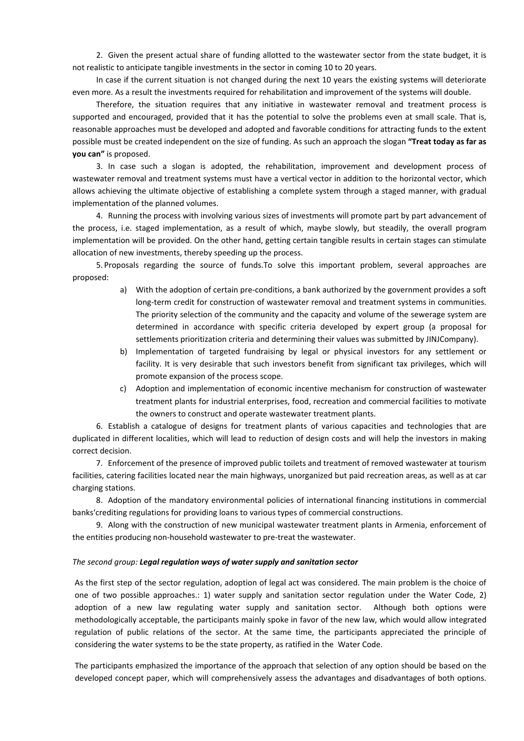2. Given the present actual share of funding allotted to the wastewater sector from the state budget, it is not realistic to anticipate tangible investments in the sector in coming 10 to 20 years.

In case if the current situation is not changed during the next 10 years the existing systems will deteriorate even more. As a result the investments required for rehabilitation and improvement of the systems will double.

Therefore, the situation requires that any initiative in wastewater removal and treatment process is supported and encouraged, provided that it has the potential to solve the problems even at small scale. That is, reasonable approaches must be developed and adopted and favorable conditions for attracting funds to the extent possible must be created independent on the size of funding. As such an approach the slogan **"Treat today as far as you can"** is proposed.

3. In case such a slogan is adopted, the rehabilitation, improvement and development process of wastewater removal and treatment systems must have a vertical vector in addition to the horizontal vector, which allows achieving the ultimate objective of establishing a complete system through a staged manner, with gradual implementation of the planned volumes.

4. Running the process with involving various sizes of investments will promote part by part advancement of the process, i.e. staged implementation, as a result of which, maybe slowly, but steadily, the overall program implementation will be provided. On the other hand, getting certain tangible results in certain stages can stimulate allocation of new investments, thereby speeding up the process.

5. Proposals regarding the source of funds.To solve this important problem, several approaches are proposed:

a) With the adoption of certain pre-conditions, a bank authorized by the government provides a soft long-term credit for construction of wastewater removal and treatment systems in communities. The priority selection of the community and the capacity and volume of the sewerage system are determined in accordance with specific criteria developed by expert group (a proposal for settlements prioritization criteria and determining their values was submitted by JINJCompany).

b) Implementation of targeted fundraising by legal or physical investors for any settlement or facility. It is very desirable that such investors benefit from significant tax privileges, which will promote expansion of the process scope.

c) Adoption and implementation of economic incentive mechanism for construction of wastewater treatment plants for industrial enterprises, food, recreation and commercial facilities to motivate the owners to construct and operate wastewater treatment plants.

6. Establish a catalogue of designs for treatment plants of various capacities and technologies that are duplicated in different localities, which will lead to reduction of design costs and will help the investors in making correct decision.

7. Enforcement of the presence of improved public toilets and treatment of removed wastewater at tourism facilities, catering facilities located near the main highways, unorganized but paid recreation areas, as well as at car charging stations.

8. Adoption of the mandatory environmental policies of international financing institutions in commercial banks'crediting regulations for providing loans to various types of commercial constructions.

9. Along with the construction of new municipal wastewater treatment plants in Armenia, enforcement of the entities producing non-household wastewater to pre-treat the wastewater.

*The second group:* ***Legal regulation ways of water supply and sanitation sector***

As the first step of the sector regulation, adoption of legal act was considered. The main problem is the choice of one of two possible approaches.: 1) water supply and sanitation sector regulation under the Water Code, 2) adoption of a new law regulating water supply and sanitation sector. Although both options were methodologically acceptable, the participants mainly spoke in favor of the new law, which would allow integrated regulation of public relations of the sector. At the same time, the participants appreciated the principle of considering the water systems to be the state property, as ratified in the Water Code.

The participants emphasized the importance of the approach that selection of any option should be based on the developed concept paper, which will comprehensively assess the advantages and disadvantages of both options.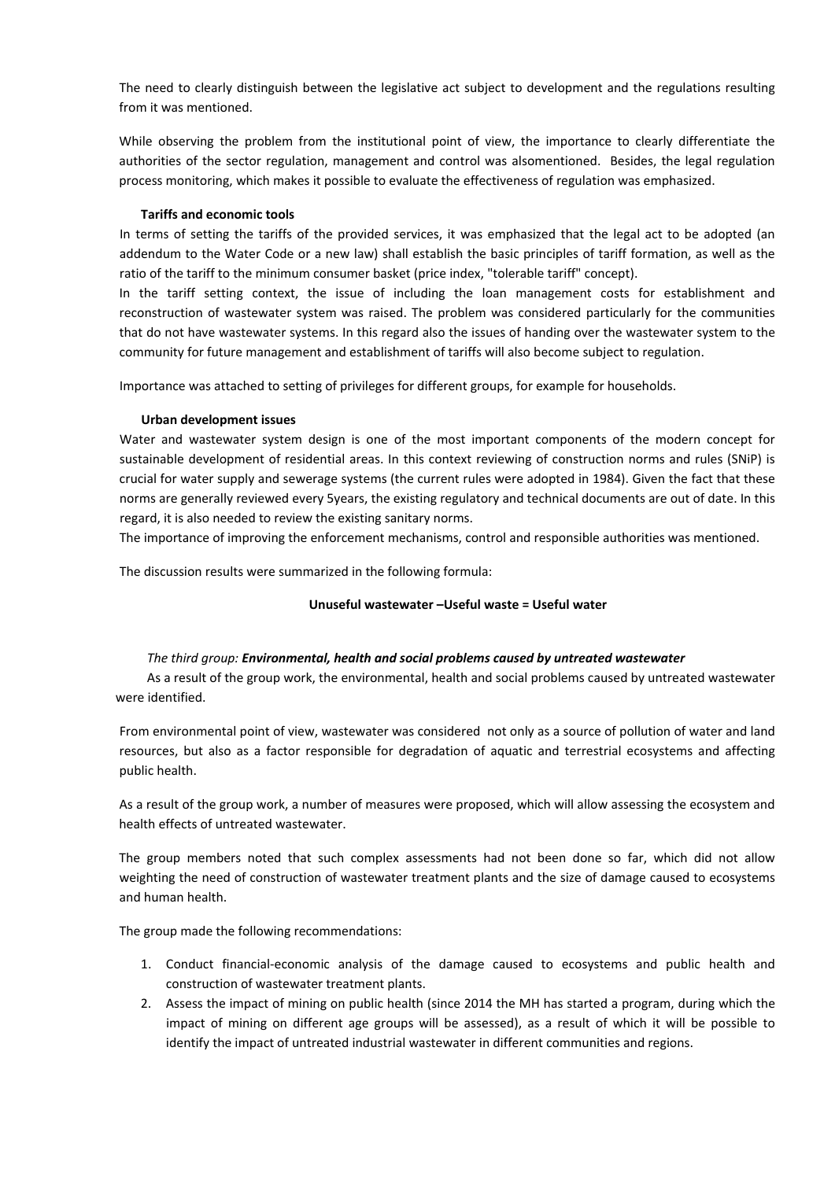The need to clearly distinguish between the legislative act subject to development and the regulations resulting from it was mentioned.

While observing the problem from the institutional point of view, the importance to clearly differentiate the authorities of the sector regulation, management and control was alsomentioned. Besides, the legal regulation process monitoring, which makes it possible to evaluate the effectiveness of regulation was emphasized.

**Tariffs and economic tools**

In terms of setting the tariffs of the provided services, it was emphasized that the legal act to be adopted (an addendum to the Water Code or a new law) shall establish the basic principles of tariff formation, as well as the ratio of the tariff to the minimum consumer basket (price index, "tolerable tariff" concept).

In the tariff setting context, the issue of including the loan management costs for establishment and reconstruction of wastewater system was raised. The problem was considered particularly for the communities that do not have wastewater systems. In this regard also the issues of handing over the wastewater system to the community for future management and establishment of tariffs will also become subject to regulation.

Importance was attached to setting of privileges for different groups, for example for households.

**Urban development issues**

Water and wastewater system design is one of the most important components of the modern concept for sustainable development of residential areas. In this context reviewing of construction norms and rules (SNiP) is crucial for water supply and sewerage systems (the current rules were adopted in 1984). Given the fact that these norms are generally reviewed every 5years, the existing regulatory and technical documents are out of date. In this regard, it is also needed to review the existing sanitary norms.

The importance of improving the enforcement mechanisms, control and responsible authorities was mentioned.

The discussion results were summarized in the following formula:

**Unuseful wastewater –Useful waste = Useful water**

*The third group: **Environmental, health and social problems caused by untreated wastewater***

As a result of the group work, the environmental, health and social problems caused by untreated wastewater were identified.

From environmental point of view, wastewater was considered not only as a source of pollution of water and land resources, but also as a factor responsible for degradation of aquatic and terrestrial ecosystems and affecting public health.

As a result of the group work, a number of measures were proposed, which will allow assessing the ecosystem and health effects of untreated wastewater.

The group members noted that such complex assessments had not been done so far, which did not allow weighting the need of construction of wastewater treatment plants and the size of damage caused to ecosystems and human health.

The group made the following recommendations:

1. Conduct financial-economic analysis of the damage caused to ecosystems and public health and construction of wastewater treatment plants.
2. Assess the impact of mining on public health (since 2014 the MH has started a program, during which the impact of mining on different age groups will be assessed), as a result of which it will be possible to identify the impact of untreated industrial wastewater in different communities and regions.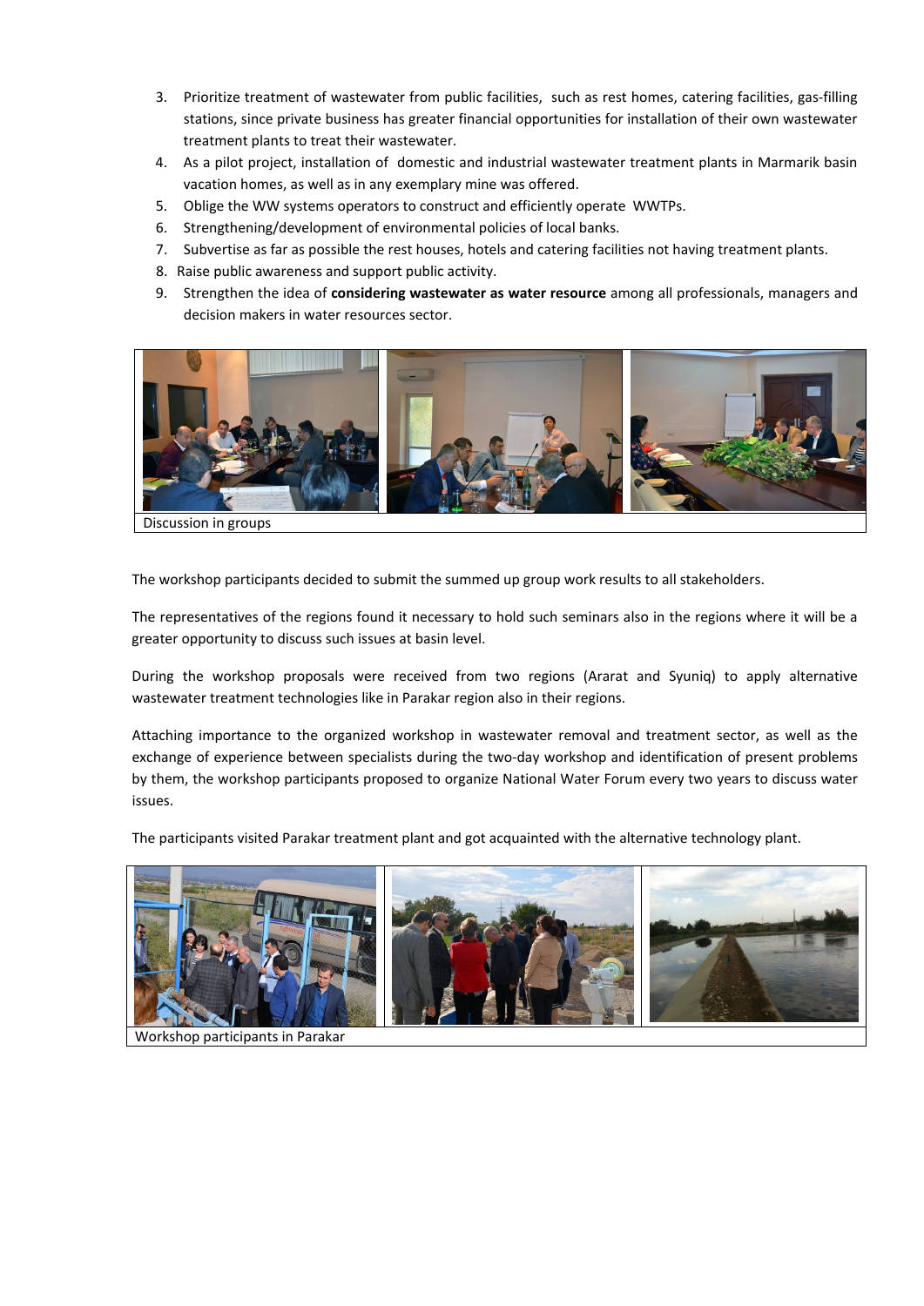3. Prioritize treatment of wastewater from public facilities, such as rest homes, catering facilities, gas-filling stations, since private business has greater financial opportunities for installation of their own wastewater treatment plants to treat their wastewater.
4. As a pilot project, installation of domestic and industrial wastewater treatment plants in Marmarik basin vacation homes, as well as in any exemplary mine was offered.
5. Oblige the WW systems operators to construct and efficiently operate WWTPs.
6. Strengthening/development of environmental policies of local banks.
7. Subvertise as far as possible the rest houses, hotels and catering facilities not having treatment plants.
8. Raise public awareness and support public activity.
9. Strengthen the idea of **considering wastewater as water resource** among all professionals, managers and decision makers in water resources sector.

Discussion in groups

The workshop participants decided to submit the summed up group work results to all stakeholders.

The representatives of the regions found it necessary to hold such seminars also in the regions where it will be a greater opportunity to discuss such issues at basin level.

During the workshop proposals were received from two regions (Ararat and Syuniq) to apply alternative wastewater treatment technologies like in Parakar region also in their regions.

Attaching importance to the organized workshop in wastewater removal and treatment sector, as well as the exchange of experience between specialists during the two-day workshop and identification of present problems by them, the workshop participants proposed to organize National Water Forum every two years to discuss water issues.

The participants visited Parakar treatment plant and got acquainted with the alternative technology plant.

Workshop participants in Parakar